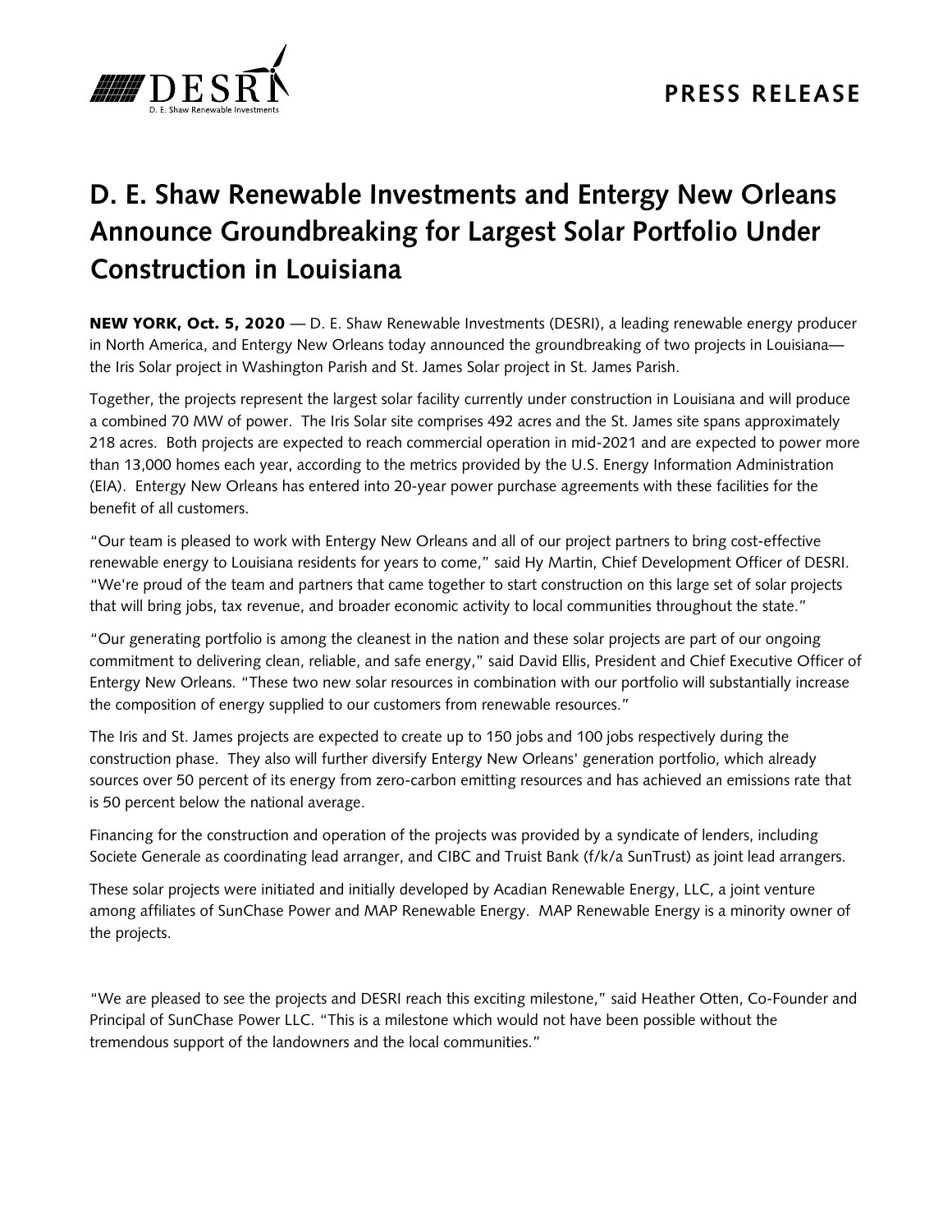**PRESS RELEASE**

# D. E. Shaw Renewable Investments and Entergy New Orleans Announce Groundbreaking for Largest Solar Portfolio Under Construction in Louisiana

**NEW YORK, Oct. 5, 2020** — D. E. Shaw Renewable Investments (DESRI), a leading renewable energy producer in North America, and Entergy New Orleans today announced the groundbreaking of two projects in Louisiana—the Iris Solar project in Washington Parish and St. James Solar project in St. James Parish.

Together, the projects represent the largest solar facility currently under construction in Louisiana and will produce a combined 70 MW of power. The Iris Solar site comprises 492 acres and the St. James site spans approximately 218 acres. Both projects are expected to reach commercial operation in mid-2021 and are expected to power more than 13,000 homes each year, according to the metrics provided by the U.S. Energy Information Administration (EIA). Entergy New Orleans has entered into 20-year power purchase agreements with these facilities for the benefit of all customers.

"Our team is pleased to work with Entergy New Orleans and all of our project partners to bring cost-effective renewable energy to Louisiana residents for years to come," said Hy Martin, Chief Development Officer of DESRI. "We're proud of the team and partners that came together to start construction on this large set of solar projects that will bring jobs, tax revenue, and broader economic activity to local communities throughout the state."

"Our generating portfolio is among the cleanest in the nation and these solar projects are part of our ongoing commitment to delivering clean, reliable, and safe energy," said David Ellis, President and Chief Executive Officer of Entergy New Orleans. "These two new solar resources in combination with our portfolio will substantially increase the composition of energy supplied to our customers from renewable resources."

The Iris and St. James projects are expected to create up to 150 jobs and 100 jobs respectively during the construction phase. They also will further diversify Entergy New Orleans' generation portfolio, which already sources over 50 percent of its energy from zero-carbon emitting resources and has achieved an emissions rate that is 50 percent below the national average.

Financing for the construction and operation of the projects was provided by a syndicate of lenders, including Societe Generale as coordinating lead arranger, and CIBC and Truist Bank (f/k/a SunTrust) as joint lead arrangers.

These solar projects were initiated and initially developed by Acadian Renewable Energy, LLC, a joint venture among affiliates of SunChase Power and MAP Renewable Energy. MAP Renewable Energy is a minority owner of the projects.

"We are pleased to see the projects and DESRI reach this exciting milestone," said Heather Otten, Co-Founder and Principal of SunChase Power LLC. "This is a milestone which would not have been possible without the tremendous support of the landowners and the local communities."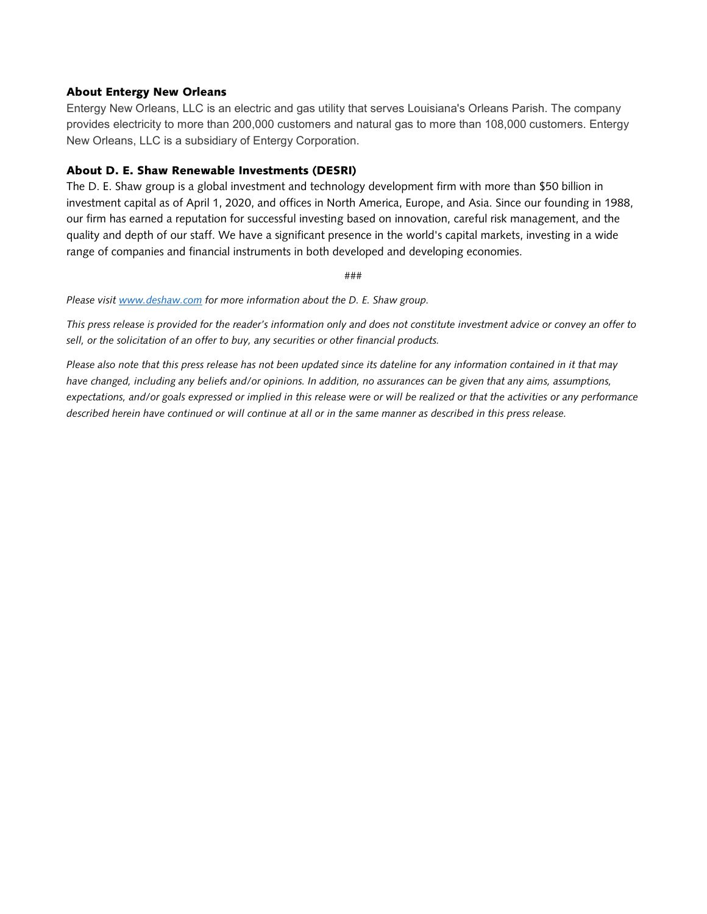## About Entergy New Orleans

Entergy New Orleans, LLC is an electric and gas utility that serves Louisiana's Orleans Parish. The company provides electricity to more than 200,000 customers and natural gas to more than 108,000 customers. Entergy New Orleans, LLC is a subsidiary of Entergy Corporation.

## About D. E. Shaw Renewable Investments (DESRI)

The D. E. Shaw group is a global investment and technology development firm with more than $50 billion in investment capital as of April 1, 2020, and offices in North America, Europe, and Asia. Since our founding in 1988, our firm has earned a reputation for successful investing based on innovation, careful risk management, and the quality and depth of our staff. We have a significant presence in the world's capital markets, investing in a wide range of companies and financial instruments in both developed and developing economies.

###

*Please visit [www.deshaw.com](http://www.deshaw.com) for more information about the D. E. Shaw group.*

*This press release is provided for the reader's information only and does not constitute investment advice or convey an offer to sell, or the solicitation of an offer to buy, any securities or other financial products.*

*Please also note that this press release has not been updated since its dateline for any information contained in it that may have changed, including any beliefs and/or opinions. In addition, no assurances can be given that any aims, assumptions, expectations, and/or goals expressed or implied in this release were or will be realized or that the activities or any performance described herein have continued or will continue at all or in the same manner as described in this press release.*